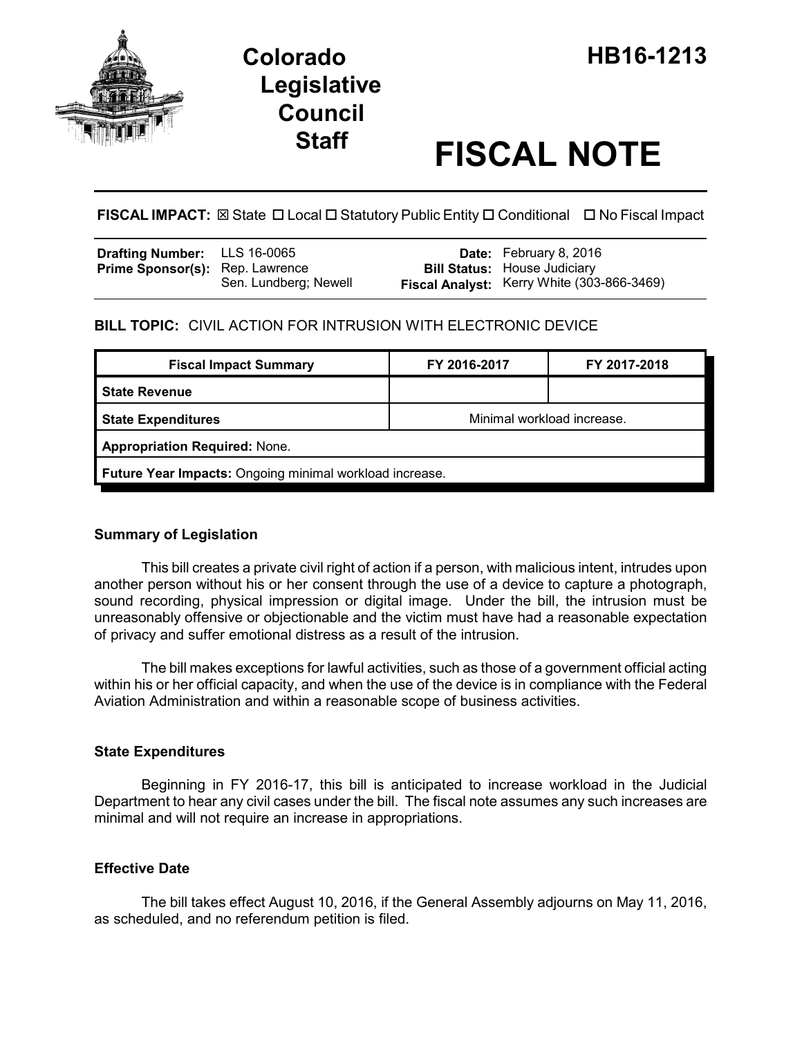# Colorado Legislative Council Staff

# HB16-1213

# FISCAL NOTE

**FISCAL IMPACT:** ☒ State ☐ Local ☐ Statutory Public Entity ☐ Conditional ☐ No Fiscal Impact

| | | | |
|---|---|---|---|
| **Drafting Number:** | LLS 16-0065 | **Date:** | February 8, 2016 |
| **Prime Sponsor(s):** | Rep. Lawrence<br>Sen. Lundberg; Newell | **Bill Status:** | House Judiciary |
| | | **Fiscal Analyst:** | Kerry White (303-866-3469) |

**BILL TOPIC:** CIVIL ACTION FOR INTRUSION WITH ELECTRONIC DEVICE

| Fiscal Impact Summary | FY 2016-2017 | FY 2017-2018 |
|---|---|---|
| **State Revenue** | | |
| **State Expenditures** | Minimal workload increase. | |
| **Appropriation Required:** None. | | |
| **Future Year Impacts:** Ongoing minimal workload increase. | | |

### Summary of Legislation

This bill creates a private civil right of action if a person, with malicious intent, intrudes upon another person without his or her consent through the use of a device to capture a photograph, sound recording, physical impression or digital image. Under the bill, the intrusion must be unreasonably offensive or objectionable and the victim must have had a reasonable expectation of privacy and suffer emotional distress as a result of the intrusion.

The bill makes exceptions for lawful activities, such as those of a government official acting within his or her official capacity, and when the use of the device is in compliance with the Federal Aviation Administration and within a reasonable scope of business activities.

### State Expenditures

Beginning in FY 2016-17, this bill is anticipated to increase workload in the Judicial Department to hear any civil cases under the bill. The fiscal note assumes any such increases are minimal and will not require an increase in appropriations.

### Effective Date

The bill takes effect August 10, 2016, if the General Assembly adjourns on May 11, 2016, as scheduled, and no referendum petition is filed.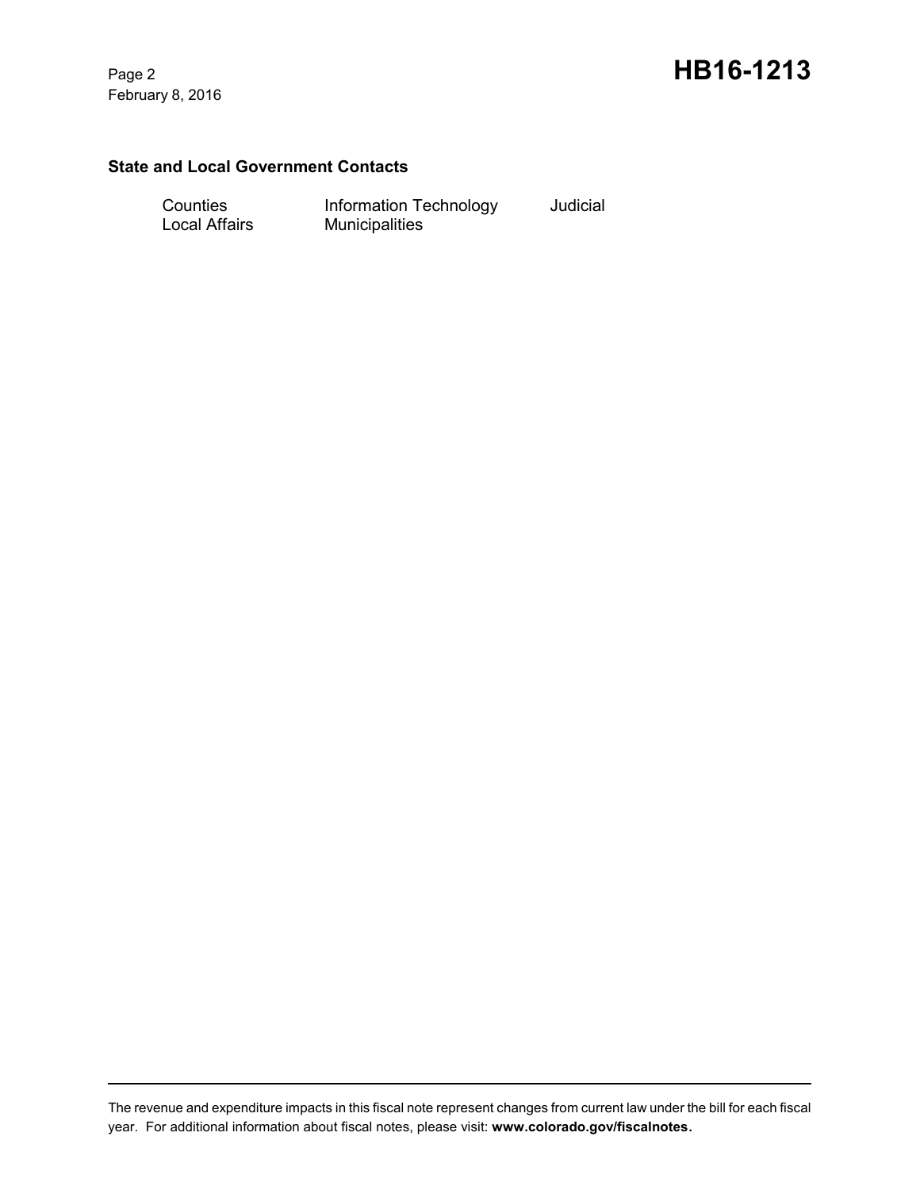### State and Local Government Contacts

| | | |
|---|---|---|
| Counties | Information Technology | Judicial |
| Local Affairs | Municipalities | |

The revenue and expenditure impacts in this fiscal note represent changes from current law under the bill for each fiscal year. For additional information about fiscal notes, please visit: **www.colorado.gov/fiscalnotes.**